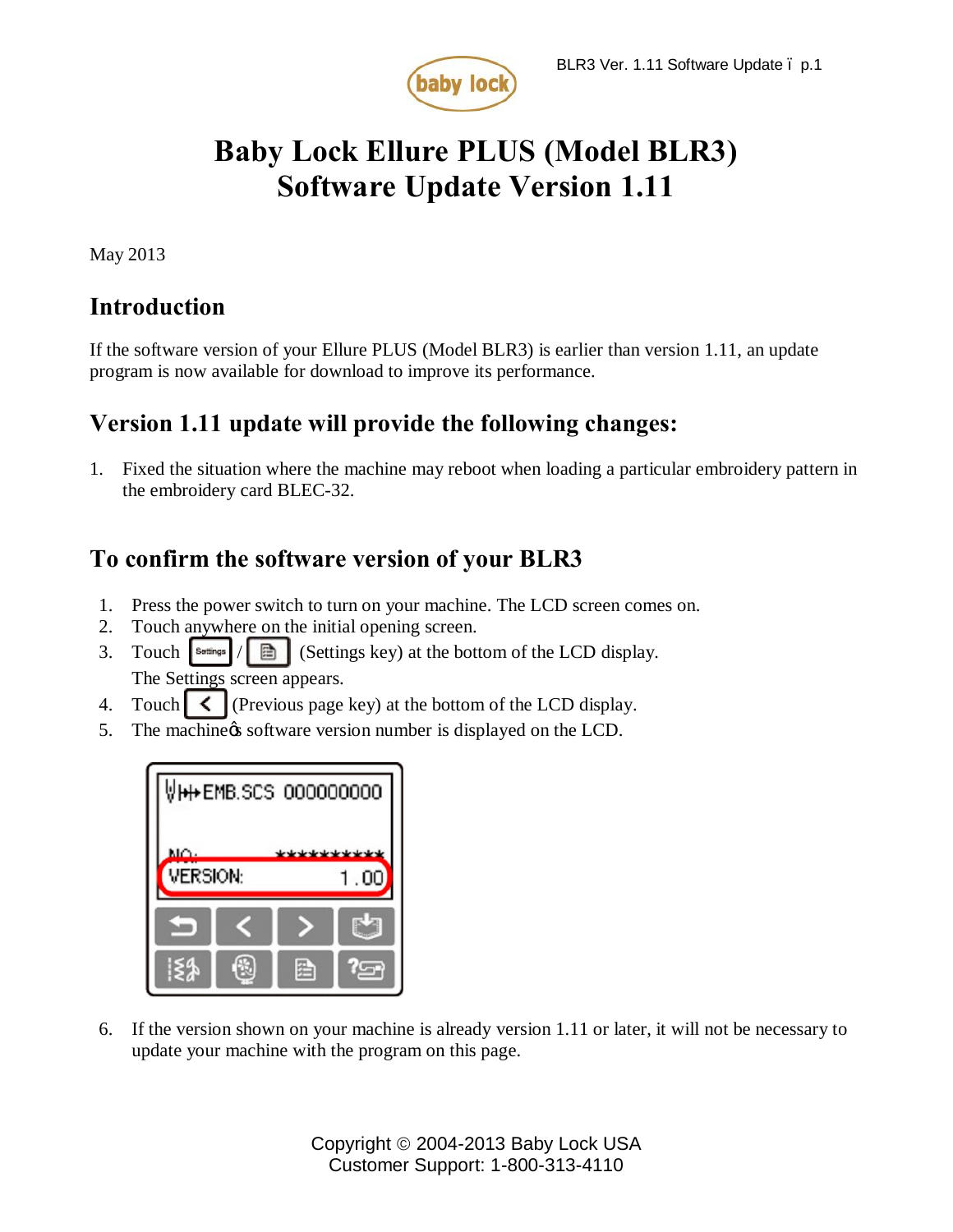# Baby Lock Ellure PLUS (Model BLR3) Software Update Version 1.11

May 2013

## Introduction

If the software version of your Ellure PLUS (Model BLR3) is earlier than version 1.11, an update program is now available for download to improve its performance.

## Version 1.11 update will provide the following changes:

1. Fixed the situation where the machine may reboot when loading a particular embroidery pattern in the embroidery card BLEC-32.

## To confirm the software version of your BLR3

1. Press the power switch to turn on your machine. The LCD screen comes on.
2. Touch anywhere on the initial opening screen.
3. Touch Settings / (Settings key) at the bottom of the LCD display. The Settings screen appears.
4. Touch < (Previous page key) at the bottom of the LCD display.
5. The machine's software version number is displayed on the LCD.

6. If the version shown on your machine is already version 1.11 or later, it will not be necessary to update your machine with the program on this page.

Copyright © 2004-2013 Baby Lock USA
Customer Support: 1-800-313-4110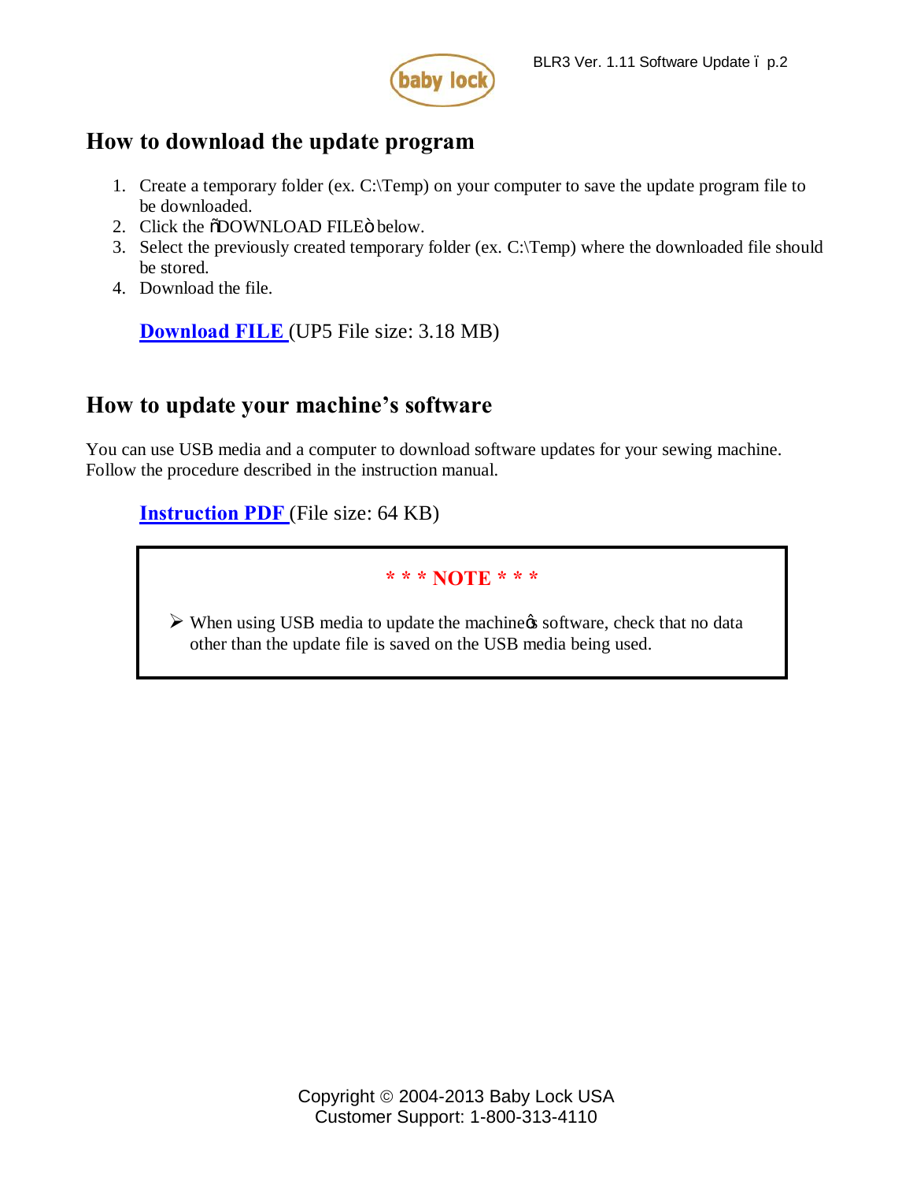## How to download the update program

1. Create a temporary folder (ex. C:\Temp) on your computer to save the update program file to be downloaded.
2. Click the "DOWNLOAD FILE" below.
3. Select the previously created temporary folder (ex. C:\Temp) where the downloaded file should be stored.
4. Download the file.

**Download FILE** (UP5 File size: 3.18 MB)

## How to update your machine's software

You can use USB media and a computer to download software updates for your sewing machine. Follow the procedure described in the instruction manual.

**Instruction PDF** (File size: 64 KB)

**\* \* \* NOTE \* \* \***

- When using USB media to update the machine's software, check that no data other than the update file is saved on the USB media being used.

Copyright © 2004-2013 Baby Lock USA
Customer Support: 1-800-313-4110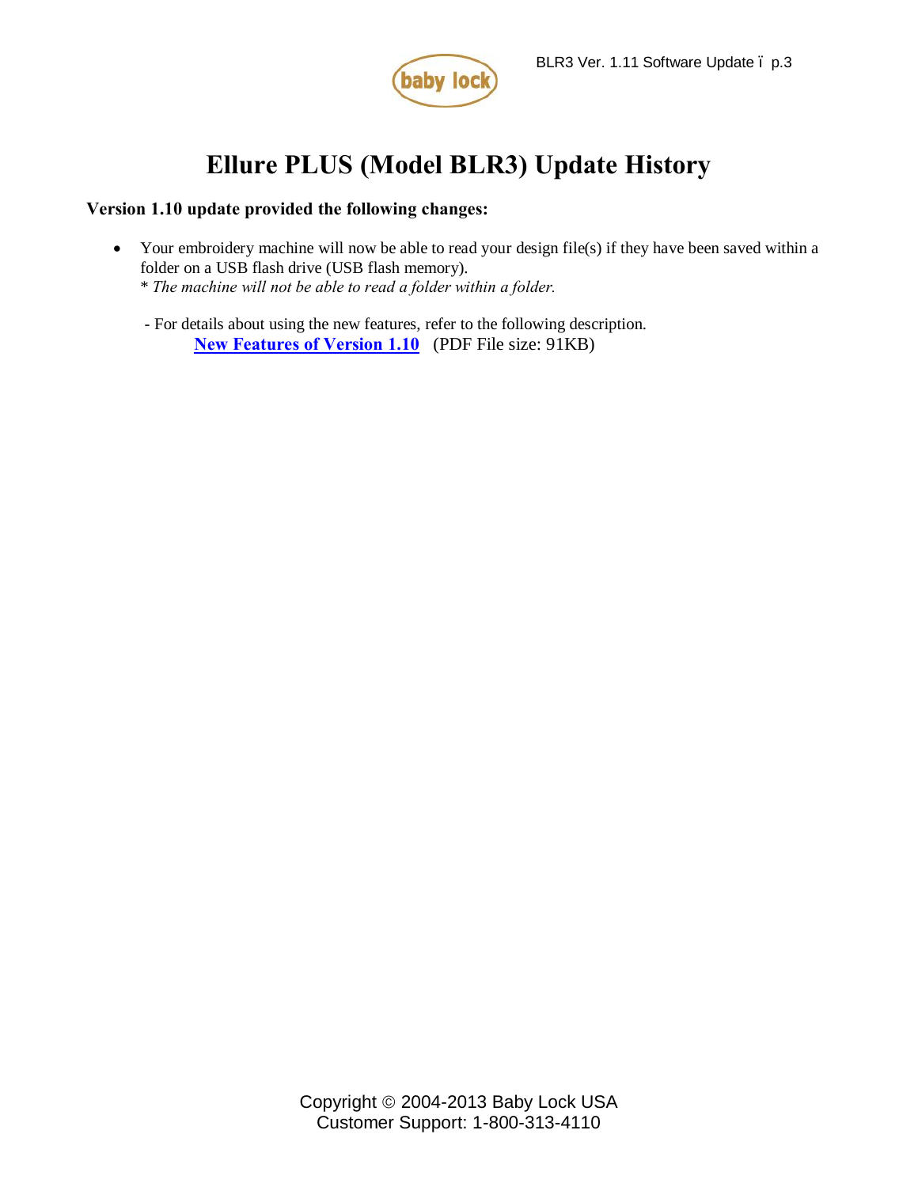# Ellure PLUS (Model BLR3) Update History

**Version 1.10 update provided the following changes:**

- Your embroidery machine will now be able to read your design file(s) if they have been saved within a folder on a USB flash drive (USB flash memory).
  * *The machine will not be able to read a folder within a folder.*

  - For details about using the new features, refer to the following description.
    **New Features of Version 1.10** (PDF File size: 91KB)

Copyright © 2004-2013 Baby Lock USA
Customer Support: 1-800-313-4110